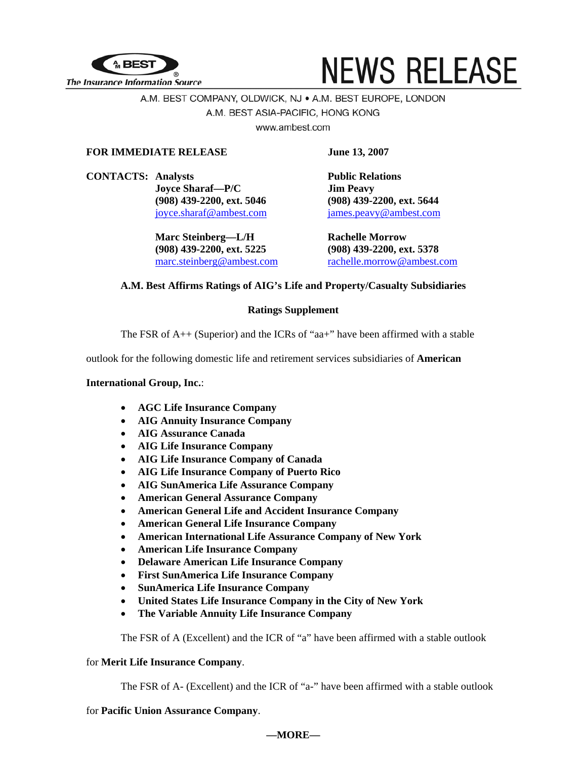A.M. BEST — The Insurance Information Source

# NEWS RELEASE

A.M. BEST COMPANY, OLDWICK, NJ • A.M. BEST EUROPE, LONDON
A.M. BEST ASIA-PACIFIC, HONG KONG
www.ambest.com

**FOR IMMEDIATE RELEASE** **June 13, 2007**

**CONTACTS:**

**Analysts**
**Joyce Sharaf—P/C**
**(908) 439-2200, ext. 5046**
joyce.sharaf@ambest.com

**Marc Steinberg—L/H**
**(908) 439-2200, ext. 5225**
marc.steinberg@ambest.com

**Public Relations**
**Jim Peavy**
**(908) 439-2200, ext. 5644**
james.peavy@ambest.com

**Rachelle Morrow**
**(908) 439-2200, ext. 5378**
rachelle.morrow@ambest.com

## A.M. Best Affirms Ratings of AIG's Life and Property/Casualty Subsidiaries

### Ratings Supplement

The FSR of A++ (Superior) and the ICRs of "aa+" have been affirmed with a stable outlook for the following domestic life and retirement services subsidiaries of **American International Group, Inc.**:

- **AGC Life Insurance Company**
- **AIG Annuity Insurance Company**
- **AIG Assurance Canada**
- **AIG Life Insurance Company**
- **AIG Life Insurance Company of Canada**
- **AIG Life Insurance Company of Puerto Rico**
- **AIG SunAmerica Life Assurance Company**
- **American General Assurance Company**
- **American General Life and Accident Insurance Company**
- **American General Life Insurance Company**
- **American International Life Assurance Company of New York**
- **American Life Insurance Company**
- **Delaware American Life Insurance Company**
- **First SunAmerica Life Insurance Company**
- **SunAmerica Life Insurance Company**
- **United States Life Insurance Company in the City of New York**
- **The Variable Annuity Life Insurance Company**

The FSR of A (Excellent) and the ICR of "a" have been affirmed with a stable outlook for **Merit Life Insurance Company**.

The FSR of A- (Excellent) and the ICR of "a-" have been affirmed with a stable outlook for **Pacific Union Assurance Company**.

**—MORE—**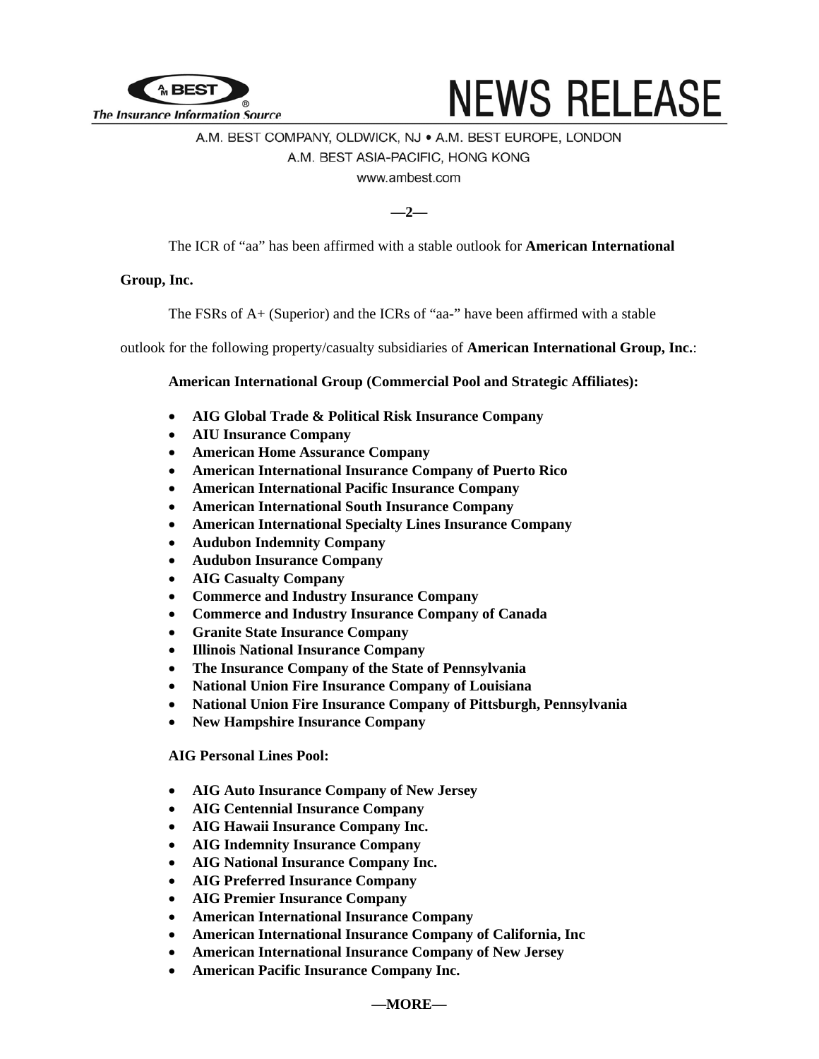The ICR of “aa” has been affirmed with a stable outlook for **American International Group, Inc.**

The FSRs of A+ (Superior) and the ICRs of “aa-” have been affirmed with a stable outlook for the following property/casualty subsidiaries of **American International Group, Inc.**:

**American International Group (Commercial Pool and Strategic Affiliates):**

- **AIG Global Trade & Political Risk Insurance Company**
- **AIU Insurance Company**
- **American Home Assurance Company**
- **American International Insurance Company of Puerto Rico**
- **American International Pacific Insurance Company**
- **American International South Insurance Company**
- **American International Specialty Lines Insurance Company**
- **Audubon Indemnity Company**
- **Audubon Insurance Company**
- **AIG Casualty Company**
- **Commerce and Industry Insurance Company**
- **Commerce and Industry Insurance Company of Canada**
- **Granite State Insurance Company**
- **Illinois National Insurance Company**
- **The Insurance Company of the State of Pennsylvania**
- **National Union Fire Insurance Company of Louisiana**
- **National Union Fire Insurance Company of Pittsburgh, Pennsylvania**
- **New Hampshire Insurance Company**

**AIG Personal Lines Pool:**

- **AIG Auto Insurance Company of New Jersey**
- **AIG Centennial Insurance Company**
- **AIG Hawaii Insurance Company Inc.**
- **AIG Indemnity Insurance Company**
- **AIG National Insurance Company Inc.**
- **AIG Preferred Insurance Company**
- **AIG Premier Insurance Company**
- **American International Insurance Company**
- **American International Insurance Company of California, Inc**
- **American International Insurance Company of New Jersey**
- **American Pacific Insurance Company Inc.**

**—MORE—**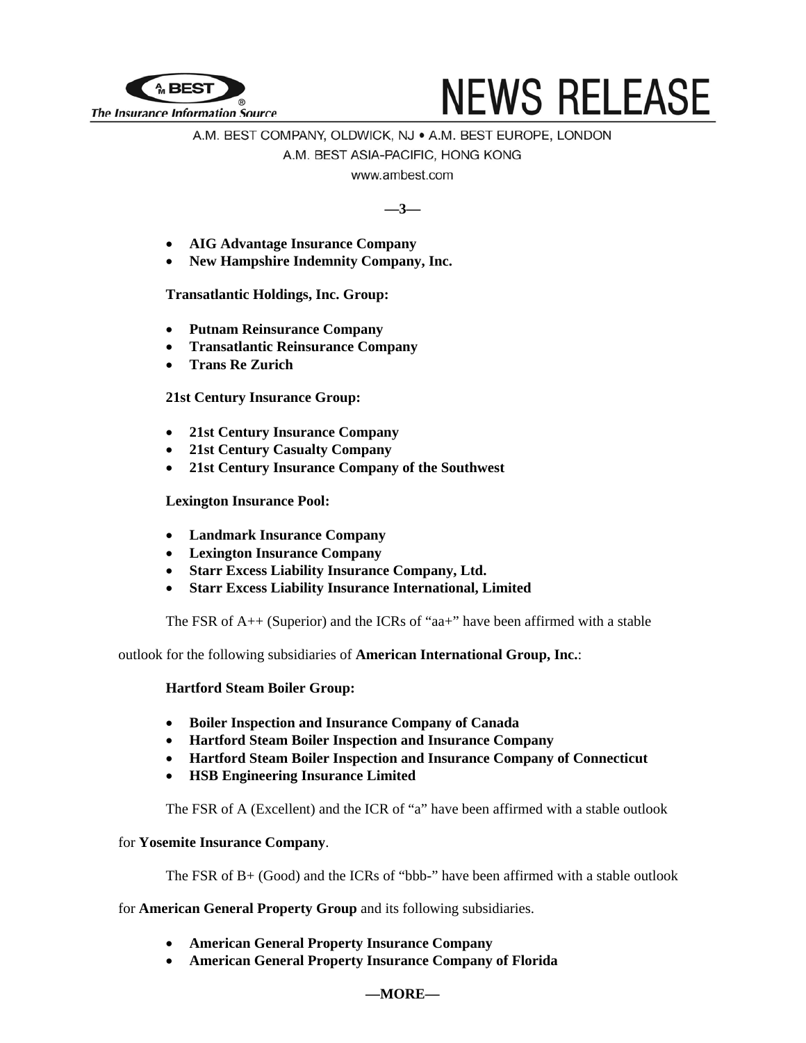- **AIG Advantage Insurance Company**
- **New Hampshire Indemnity Company, Inc.**

**Transatlantic Holdings, Inc. Group:**

- **Putnam Reinsurance Company**
- **Transatlantic Reinsurance Company**
- **Trans Re Zurich**

**21st Century Insurance Group:**

- **21st Century Insurance Company**
- **21st Century Casualty Company**
- **21st Century Insurance Company of the Southwest**

**Lexington Insurance Pool:**

- **Landmark Insurance Company**
- **Lexington Insurance Company**
- **Starr Excess Liability Insurance Company, Ltd.**
- **Starr Excess Liability Insurance International, Limited**

The FSR of A++ (Superior) and the ICRs of "aa+" have been affirmed with a stable outlook for the following subsidiaries of **American International Group, Inc.**:

**Hartford Steam Boiler Group:**

- **Boiler Inspection and Insurance Company of Canada**
- **Hartford Steam Boiler Inspection and Insurance Company**
- **Hartford Steam Boiler Inspection and Insurance Company of Connecticut**
- **HSB Engineering Insurance Limited**

The FSR of A (Excellent) and the ICR of "a" have been affirmed with a stable outlook for **Yosemite Insurance Company**.

The FSR of B+ (Good) and the ICRs of "bbb-" have been affirmed with a stable outlook for **American General Property Group** and its following subsidiaries.

- **American General Property Insurance Company**
- **American General Property Insurance Company of Florida**

**—MORE—**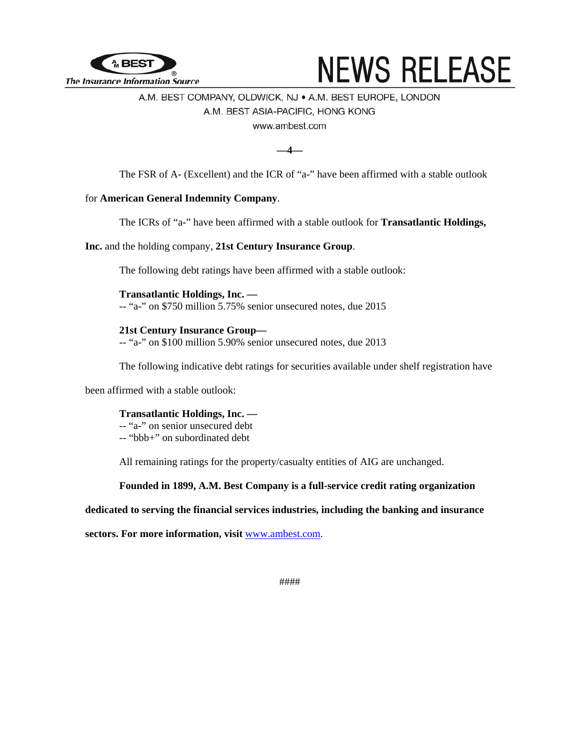The FSR of A- (Excellent) and the ICR of "a-" have been affirmed with a stable outlook for **American General Indemnity Company**.

The ICRs of "a-" have been affirmed with a stable outlook for **Transatlantic Holdings, Inc.** and the holding company, **21st Century Insurance Group**.

The following debt ratings have been affirmed with a stable outlook:

**Transatlantic Holdings, Inc. —**
-- "a-" on $750 million 5.75% senior unsecured notes, due 2015

**21st Century Insurance Group—**
-- "a-" on $100 million 5.90% senior unsecured notes, due 2013

The following indicative debt ratings for securities available under shelf registration have been affirmed with a stable outlook:

**Transatlantic Holdings, Inc. —**
-- "a-" on senior unsecured debt
-- "bbb+" on subordinated debt

All remaining ratings for the property/casualty entities of AIG are unchanged.

**Founded in 1899, A.M. Best Company is a full-service credit rating organization dedicated to serving the financial services industries, including the banking and insurance sectors. For more information, visit** www.ambest.com.

####